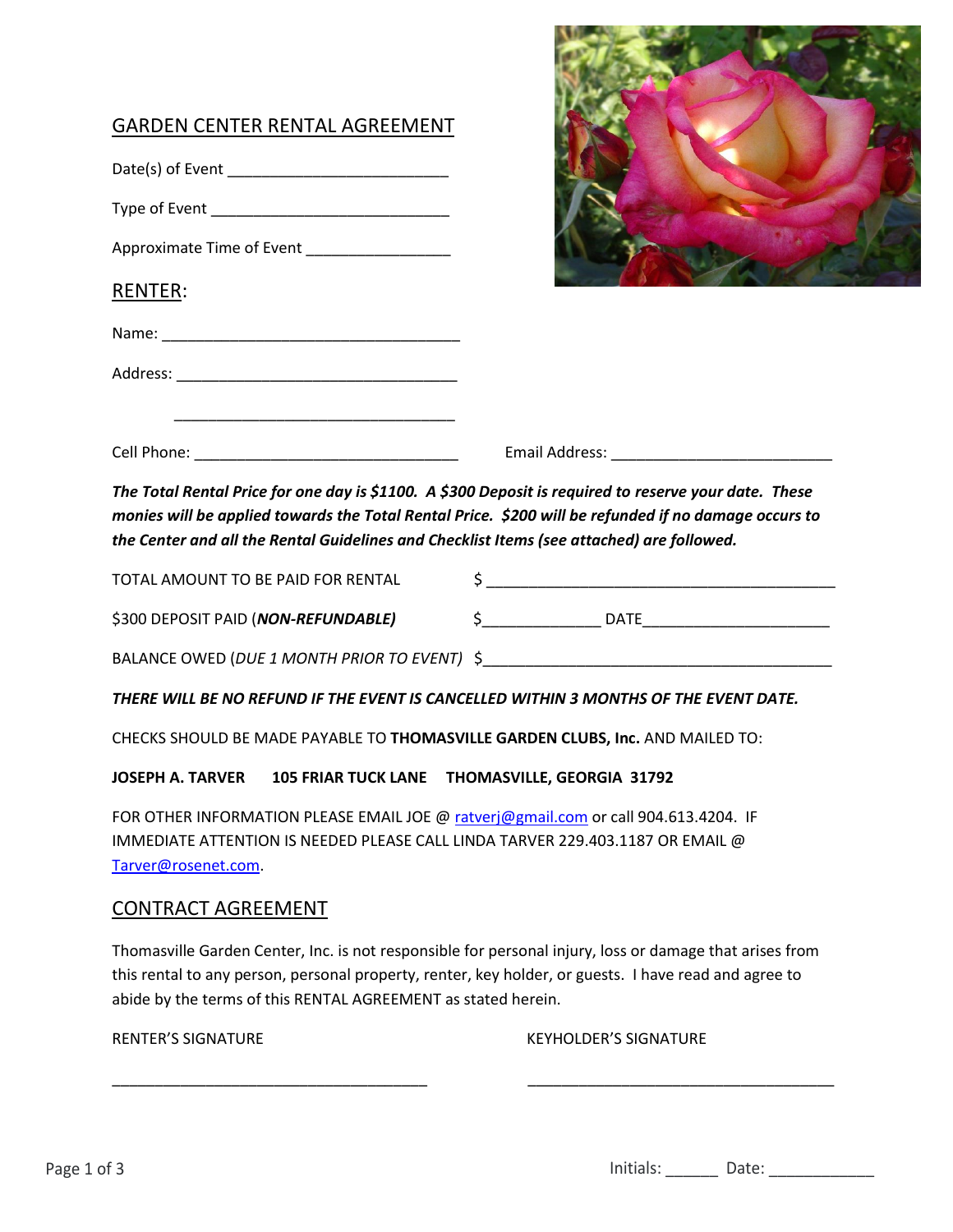## GARDEN CENTER RENTAL AGREEMENT

Date(s) of Event ___________________________

Type of Event ____________________________

Approximate Time of Event _________________

## RENTER:

Name: ___________________________________

Address: _________________________________

_________________________________

Cell Phone: ______________________________ Email Address: __________________________

***The Total Rental Price for one day is $1100. A $300 Deposit is required to reserve your date. These monies will be applied towards the Total Rental Price. $200 will be refunded if no damage occurs to the Center and all the Rental Guidelines and Checklist Items (see attached) are followed.***

TOTAL AMOUNT TO BE PAID FOR RENTAL $ _________________________________________

$300 DEPOSIT PAID (***NON-REFUNDABLE)*** $______________ DATE______________________

BALANCE OWED (*DUE 1 MONTH PRIOR TO EVENT*) $_________________________________________

***THERE WILL BE NO REFUND IF THE EVENT IS CANCELLED WITHIN 3 MONTHS OF THE EVENT DATE.***

CHECKS SHOULD BE MADE PAYABLE TO **THOMASVILLE GARDEN CLUBS, Inc.** AND MAILED TO:

**JOSEPH A. TARVER 105 FRIAR TUCK LANE THOMASVILLE, GEORGIA 31792**

FOR OTHER INFORMATION PLEASE EMAIL JOE @ ratverj@gmail.com or call 904.613.4204. IF IMMEDIATE ATTENTION IS NEEDED PLEASE CALL LINDA TARVER 229.403.1187 OR EMAIL @ Tarver@rosenet.com.

## CONTRACT AGREEMENT

Thomasville Garden Center, Inc. is not responsible for personal injury, loss or damage that arises from this rental to any person, personal property, renter, key holder, or guests. I have read and agree to abide by the terms of this RENTAL AGREEMENT as stated herein.

RENTER'S SIGNATURE KEYHOLDER'S SIGNATURE

_____________________________________ _____________________________________

Initials: ______ Date: ____________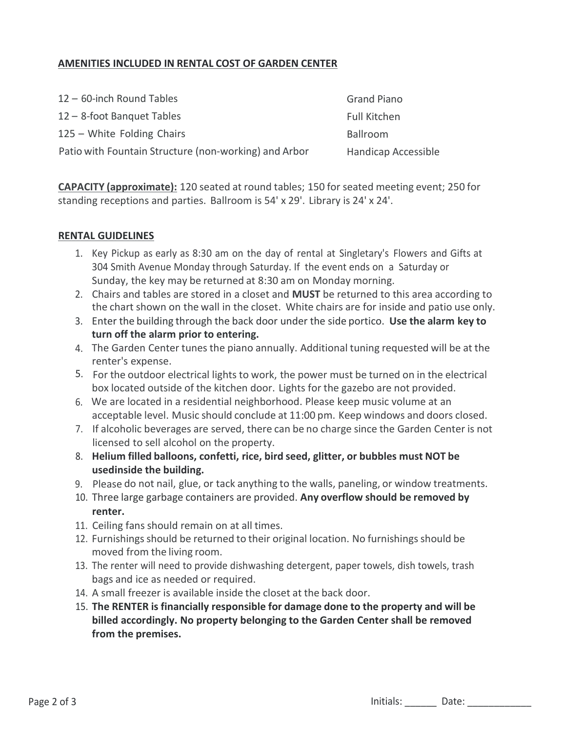## AMENITIES INCLUDED IN RENTAL COST OF GARDEN CENTER

| | |
|---|---|
| 12 – 60-inch Round Tables | Grand Piano |
| 12 – 8-foot Banquet Tables | Full Kitchen |
| 125 – White Folding Chairs | Ballroom |
| Patio with Fountain Structure (non-working) and Arbor | Handicap Accessible |

**CAPACITY (approximate):** 120 seated at round tables; 150 for seated meeting event; 250 for standing receptions and parties. Ballroom is 54' x 29'. Library is 24' x 24'.

## RENTAL GUIDELINES

1. Key Pickup as early as 8:30 am on the day of rental at Singletary's Flowers and Gifts at 304 Smith Avenue Monday through Saturday. If the event ends on a Saturday or Sunday, the key may be returned at 8:30 am on Monday morning.
2. Chairs and tables are stored in a closet and **MUST** be returned to this area according to the chart shown on the wall in the closet. White chairs are for inside and patio use only.
3. Enter the building through the back door under the side portico. **Use the alarm key to turn off the alarm prior to entering.**
4. The Garden Center tunes the piano annually. Additional tuning requested will be at the renter's expense.
5. For the outdoor electrical lights to work, the power must be turned on in the electrical box located outside of the kitchen door. Lights for the gazebo are not provided.
6. We are located in a residential neighborhood. Please keep music volume at an acceptable level. Music should conclude at 11:00 pm. Keep windows and doors closed.
7. If alcoholic beverages are served, there can be no charge since the Garden Center is not licensed to sell alcohol on the property.
8. **Helium filled balloons, confetti, rice, bird seed, glitter, or bubbles must NOT be usedinside the building.**
9. Please do not nail, glue, or tack anything to the walls, paneling, or window treatments.
10. Three large garbage containers are provided. **Any overflow should be removed by renter.**
11. Ceiling fans should remain on at all times.
12. Furnishings should be returned to their original location. No furnishings should be moved from the living room.
13. The renter will need to provide dishwashing detergent, paper towels, dish towels, trash bags and ice as needed or required.
14. A small freezer is available inside the closet at the back door.
15. **The RENTER is financially responsible for damage done to the property and will be billed accordingly. No property belonging to the Garden Center shall be removed from the premises.**

Initials: ______ Date: ____________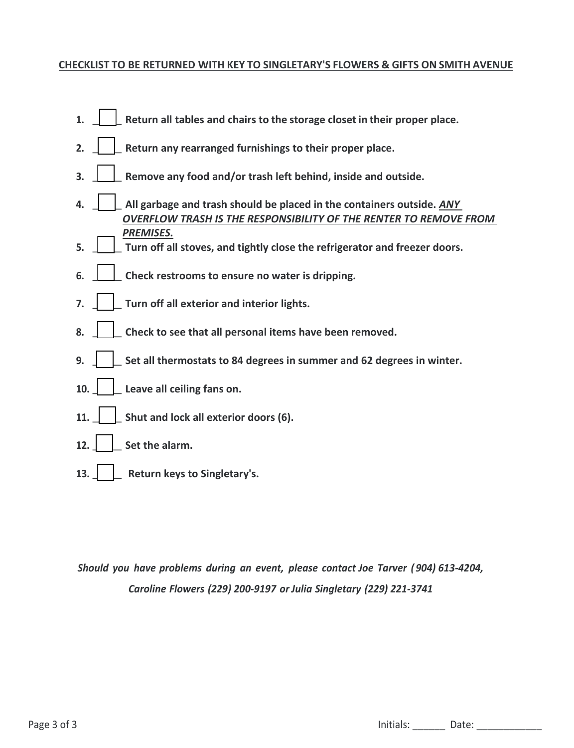**<u>CHECKLIST TO BE RETURNED WITH KEY TO SINGLETARY'S FLOWERS & GIFTS ON SMITH AVENUE</u>**

1. ☐ **Return all tables and chairs to the storage closet in their proper place.**
2. ☐ **Return any rearranged furnishings to their proper place.**
3. ☐ **Remove any food and/or trash left behind, inside and outside.**
4. ☐ **All garbage and trash should be placed in the containers outside. *<u>ANY OVERFLOW TRASH IS THE RESPONSIBILITY OF THE RENTER TO REMOVE FROM PREMISES.</u>***
5. ☐ **Turn off all stoves, and tightly close the refrigerator and freezer doors.**
6. ☐ **Check restrooms to ensure no water is dripping.**
7. ☐ **Turn off all exterior and interior lights.**
8. ☐ **Check to see that all personal items have been removed.**
9. ☐ **Set all thermostats to 84 degrees in summer and 62 degrees in winter.**
10. ☐ **Leave all ceiling fans on.**
11. ☐ **Shut and lock all exterior doors (6).**
12. ☐ **Set the alarm.**
13. ☐ **Return keys to Singletary's.**

***Should you have problems during an event, please contact Joe Tarver (904) 613-4204, Caroline Flowers (229) 200-9197 or Julia Singletary (229) 221-3741***

Initials: ______ Date: ____________